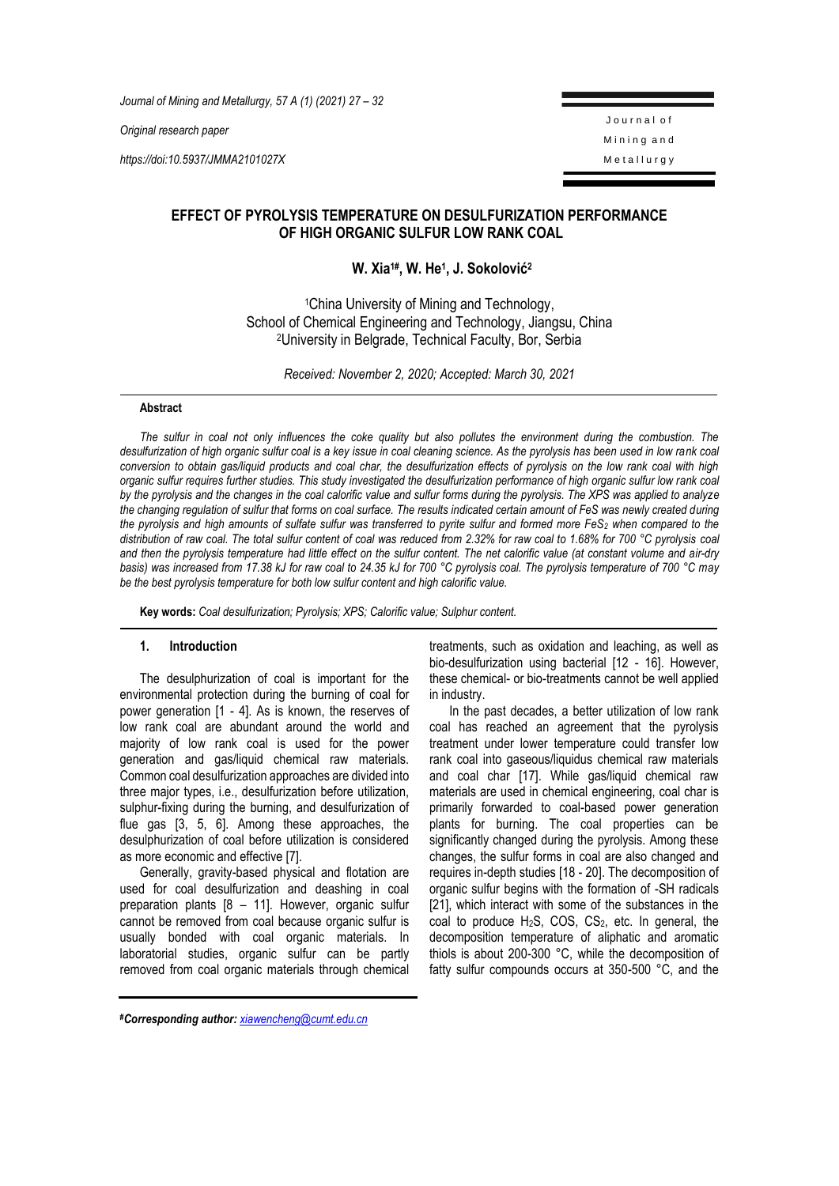*Original research paper*

*https://doi:10.5937/JMMA2101027X*

# EFFECT OF PYROLYSIS TEMPERATURE ON DESULFURIZATION PERFORMANCE OF HIGH ORGANIC SULFUR LOW RANK COAL

**W. Xia[1#], W. He[1], J. Soković[2]**

[1]China University of Mining and Technology, School of Chemical Engineering and Technology, Jiangsu, China
[2]University in Belgrade, Technical Faculty, Bor, Serbia

*Received: November 2, 2020; Accepted: March 30, 2021*

### Abstract

*The sulfur in coal not only influences the coke quality but also pollutes the environment during the combustion. The desulfurization of high organic sulfur coal is a key issue in coal cleaning science. As the pyrolysis has been used in low rank coal conversion to obtain gas/liquid products and coal char, the desulfurization effects of pyrolysis on the low rank coal with high organic sulfur requires further studies. This study investigated the desulfurization performance of high organic sulfur low rank coal by the pyrolysis and the changes in the coal calorific value and sulfur forms during the pyrolysis. The XPS was applied to analyze the changing regulation of sulfur that forms on coal surface. The results indicated certain amount of FeS was newly created during the pyrolysis and high amounts of sulfate sulfur was transferred to pyrite sulfur and formed more $FeS_2$ when compared to the distribution of raw coal. The total sulfur content of coal was reduced from 2.32% for raw coal to 1.68% for 700 °C pyrolysis coal and then the pyrolysis temperature had little effect on the sulfur content. The net calorific value (at constant volume and air-dry basis) was increased from 17.38 kJ for raw coal to 24.35 kJ for 700 °C pyrolysis coal. The pyrolysis temperature of 700 °C may be the best pyrolysis temperature for both low sulfur content and high calorific value.*

**Key words:** *Coal desulfurization; Pyrolysis; XPS; Calorific value; Sulphur content.*

## 1. Introduction

The desulphurization of coal is important for the environmental protection during the burning of coal for power generation [1 - 4]. As is known, the reserves of low rank coal are abundant around the world and majority of low rank coal is used for the power generation and gas/liquid chemical raw materials. Common coal desulfurization approaches are divided into three major types, i.e., desulfurization before utilization, sulphur-fixing during the burning, and desulfurization of flue gas [3, 5, 6]. Among these approaches, the desulphurization of coal before utilization is considered as more economic and effective [7].

Generally, gravity-based physical and flotation are used for coal desulfurization and deashing in coal preparation plants [8 – 11]. However, organic sulfur cannot be removed from coal because organic sulfur is usually bonded with coal organic materials. In laboratorial studies, organic sulfur can be partly removed from coal organic materials through chemical treatments, such as oxidation and leaching, as well as bio-desulfurization using bacterial [12 - 16]. However, these chemical- or bio-treatments cannot be well applied in industry.

In the past decades, a better utilization of low rank coal has reached an agreement that the pyrolysis treatment under lower temperature could transfer low rank coal into gaseous/liquidus chemical raw materials and coal char [17]. While gas/liquid chemical raw materials are used in chemical engineering, coal char is primarily forwarded to coal-based power generation plants for burning. The coal properties can be significantly changed during the pyrolysis. Among these changes, the sulfur forms in coal are also changed and requires in-depth studies [18 - 20]. The decomposition of organic sulfur begins with the formation of -SH radicals [21], which interact with some of the substances in the coal to produce $H_2S$, COS, $CS_2$, etc. In general, the decomposition temperature of aliphatic and aromatic thiols is about 200-300 °C, while the decomposition of fatty sulfur compounds occurs at 350-500 °C, and the

**#Corresponding author:** *xiawencheng@cumt.edu.cn*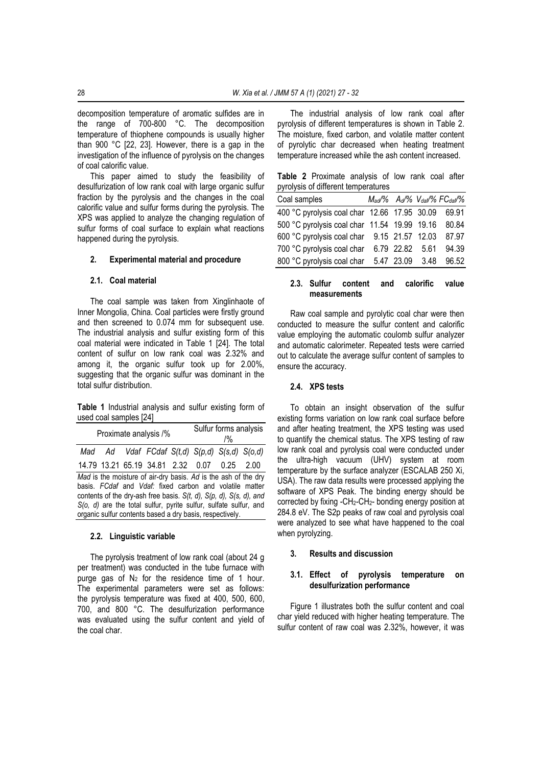decomposition temperature of aromatic sulfides are in the range of 700-800 °C. The decomposition temperature of thiophene compounds is usually higher than 900 °C [22, 23]. However, there is a gap in the investigation of the influence of pyrolysis on the changes of coal calorific value.

This paper aimed to study the feasibility of desulfurization of low rank coal with large organic sulfur fraction by the pyrolysis and the changes in the coal calorific value and sulfur forms during the pyrolysis. The XPS was applied to analyze the changing regulation of sulfur forms of coal surface to explain what reactions happened during the pyrolysis.

## 2. Experimental material and procedure

### 2.1. Coal material

The coal sample was taken from Xinglinhaote of Inner Mongolia, China. Coal particles were firstly ground and then screened to 0.074 mm for subsequent use. The industrial analysis and sulfur existing form of this coal material were indicated in Table 1 [24]. The total content of sulfur on low rank coal was 2.32% and among it, the organic sulfur took up for 2.00%, suggesting that the organic sulfur was dominant in the total sulfur distribution.

**Table 1** Industrial analysis and sulfur existing form of used coal samples [24]

| Proximate analysis /% | | | | Sulfur forms analysis /% | | | |
|---|---|---|---|---|---|---|---|
| *Mad* | *Ad* | *Vdaf* | *FCdaf* | *S(t,d)* | *S(p,d)* | *S(s,d)* | *S(o,d)* |
| 14.79 | 13.21 | 65.19 | 34.81 | 2.32 | 0.07 | 0.25 | 2.00 |

*Mad* is the moisture of air-dry basis. *Ad* is the ash of the dry basis. *FCdaf* and *Vdaf:* fixed carbon and volatile matter contents of the dry-ash free basis. *S(t, d), S(p, d), S(s, d), and S(o, d)* are the total sulfur, pyrite sulfur, sulfate sulfur, and organic sulfur contents based a dry basis, respectively.

### 2.2. Linguistic variable

The pyrolysis treatment of low rank coal (about 24 g per treatment) was conducted in the tube furnace with purge gas of $N_2$ for the residence time of 1 hour. The experimental parameters were set as follows: the pyrolysis temperature was fixed at 400, 500, 600, 700, and 800 °C. The desulfurization performance was evaluated using the sulfur content and yield of the coal char.

The industrial analysis of low rank coal after pyrolysis of different temperatures is shown in Table 2. The moisture, fixed carbon, and volatile matter content of pyrolytic char decreased when heating treatment temperature increased while the ash content increased.

**Table 2** Proximate analysis of low rank coal after pyrolysis of different temperatures

| Coal samples | $M_{ad}$/% | $A_d$/% | $V_{daf}$/% | $FC_{daf}$/% |
|---|---|---|---|---|
| 400 °C pyrolysis coal char | 12.66 | 17.95 | 30.09 | 69.91 |
| 500 °C pyrolysis coal char | 11.54 | 19.99 | 19.16 | 80.84 |
| 600 °C pyrolysis coal char | 9.15 | 21.57 | 12.03 | 87.97 |
| 700 °C pyrolysis coal char | 6.79 | 22.82 | 5.61 | 94.39 |
| 800 °C pyrolysis coal char | 5.47 | 23.09 | 3.48 | 96.52 |

### 2.3. Sulfur content and calorific value measurements

Raw coal sample and pyrolytic coal char were then conducted to measure the sulfur content and calorific value employing the automatic coulomb sulfur analyzer and automatic calorimeter. Repeated tests were carried out to calculate the average sulfur content of samples to ensure the accuracy.

### 2.4. XPS tests

To obtain an insight observation of the sulfur existing forms variation on low rank coal surface before and after heating treatment, the XPS testing was used to quantify the chemical status. The XPS testing of raw low rank coal and pyrolysis coal were conducted under the ultra-high vacuum (UHV) system at room temperature by the surface analyzer (ESCALAB 250 Xi, USA). The raw data results were processed applying the software of XPS Peak. The binding energy should be corrected by fixing -$CH_2$-$CH_2$- bonding energy position at 284.8 eV. The S2p peaks of raw coal and pyrolysis coal were analyzed to see what have happened to the coal when pyrolyzing.

## 3. Results and discussion

### 3.1. Effect of pyrolysis temperature on desulfurization performance

Figure 1 illustrates both the sulfur content and coal char yield reduced with higher heating temperature. The sulfur content of raw coal was 2.32%, however, it was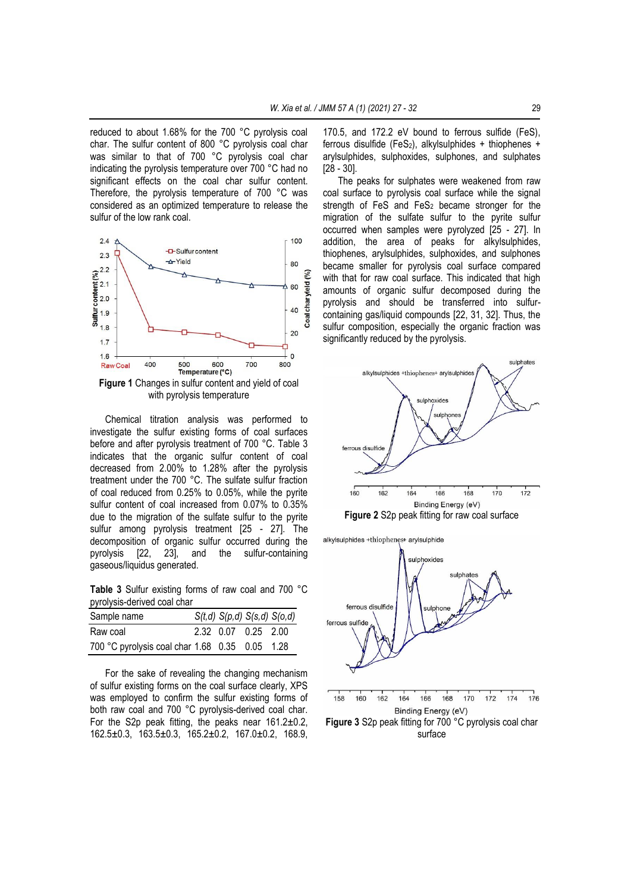reduced to about 1.68% for the 700 °C pyrolysis coal char. The sulfur content of 800 °C pyrolysis coal char was similar to that of 700 °C pyrolysis coal char indicating the pyrolysis temperature over 700 °C had no significant effects on the coal char sulfur content. Therefore, the pyrolysis temperature of 700 °C was considered as an optimized temperature to release the sulfur of the low rank coal.

**Figure 1** Changes in sulfur content and yield of coal with pyrolysis temperature

Chemical titration analysis was performed to investigate the sulfur existing forms of coal surfaces before and after pyrolysis treatment of 700 °C. Table 3 indicates that the organic sulfur content of coal decreased from 2.00% to 1.28% after the pyrolysis treatment under the 700 °C. The sulfate sulfur fraction of coal reduced from 0.25% to 0.05%, while the pyrite sulfur content of coal increased from 0.07% to 0.35% due to the migration of the sulfate sulfur to the pyrite sulfur among pyrolysis treatment [25 - 27]. The decomposition of organic sulfur occurred during the pyrolysis [22, 23], and the sulfur-containing gaseous/liquidus generated.

**Table 3** Sulfur existing forms of raw coal and 700 °C pyrolysis-derived coal char

| Sample name | S(t,d) | S(p,d) | S(s,d) | S(o,d) |
|---|---|---|---|---|
| Raw coal | 2.32 | 0.07 | 0.25 | 2.00 |
| 700 °C pyrolysis coal char | 1.68 | 0.35 | 0.05 | 1.28 |

For the sake of revealing the changing mechanism of sulfur existing forms on the coal surface clearly, XPS was employed to confirm the sulfur existing forms of both raw coal and 700 °C pyrolysis-derived coal char. For the S2p peak fitting, the peaks near 161.2±0.2, 162.5±0.3, 163.5±0.3, 165.2±0.2, 167.0±0.2, 168.9, 170.5, and 172.2 eV bound to ferrous sulfide (FeS), ferrous disulfide ($FeS_2$), alkylsulphides + thiophenes + arylsulphides, sulphoxides, sulphones, and sulphates [28 - 30].

The peaks for sulphates were weakened from raw coal surface to pyrolysis coal surface while the signal strength of FeS and $FeS_2$ became stronger for the migration of the sulfate sulfur to the pyrite sulfur occurred when samples were pyrolyzed [25 - 27]. In addition, the area of peaks for alkylsulphides, thiophenes, arylsulphides, sulphoxides, and sulphones became smaller for pyrolysis coal surface compared with that for raw coal surface. This indicated that high amounts of organic sulfur decomposed during the pyrolysis and should be transferred into sulfur-containing gas/liquid compounds [22, 31, 32]. Thus, the sulfur composition, especially the organic fraction was significantly reduced by the pyrolysis.

**Figure 2** S2p peak fitting for raw coal surface

**Figure 3** S2p peak fitting for 700 °C pyrolysis coal char surface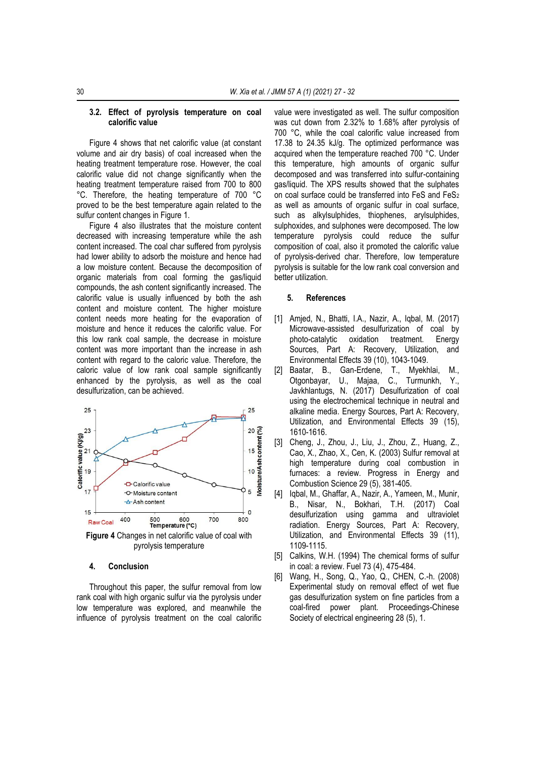### 3.2. Effect of pyrolysis temperature on coal calorific value

Figure 4 shows that net calorific value (at constant volume and air dry basis) of coal increased when the heating treatment temperature rose. However, the coal calorific value did not change significantly when the heating treatment temperature raised from 700 to 800 °C. Therefore, the heating temperature of 700 °C proved to be the best temperature again related to the sulfur content changes in Figure 1.

Figure 4 also illustrates that the moisture content decreased with increasing temperature while the ash content increased. The coal char suffered from pyrolysis had lower ability to adsorb the moisture and hence had a low moisture content. Because the decomposition of organic materials from coal forming the gas/liquid compounds, the ash content significantly increased. The calorific value is usually influenced by both the ash content and moisture content. The higher moisture content needs more heating for the evaporation of moisture and hence it reduces the calorific value. For this low rank coal sample, the decrease in moisture content was more important than the increase in ash content with regard to the caloric value. Therefore, the caloric value of low rank coal sample significantly enhanced by the pyrolysis, as well as the coal desulfurization, can be achieved.

Figure 4 Changes in net calorific value of coal with pyrolysis temperature

## 4. Conclusion

Throughout this paper, the sulfur removal from low rank coal with high organic sulfur via the pyrolysis under low temperature was explored, and meanwhile the influence of pyrolysis treatment on the coal calorific value were investigated as well. The sulfur composition was cut down from 2.32% to 1.68% after pyrolysis of 700 °C, while the coal calorific value increased from 17.38 to 24.35 kJ/g. The optimized performance was acquired when the temperature reached 700 °C. Under this temperature, high amounts of organic sulfur decomposed and was transferred into sulfur-containing gas/liquid. The XPS results showed that the sulphates on coal surface could be transferred into FeS and $FeS_2$ as well as amounts of organic sulfur in coal surface, such as alkylsulphides, thiophenes, arylsulphides, sulphoxides, and sulphones were decomposed. The low temperature pyrolysis could reduce the sulfur composition of coal, also it promoted the calorific value of pyrolysis-derived char. Therefore, low temperature pyrolysis is suitable for the low rank coal conversion and better utilization.

## 5. References

[1] Amjed, N., Bhatti, I.A., Nazir, A., Iqbal, M. (2017) Microwave-assisted desulfurization of coal by photo-catalytic oxidation treatment. Energy Sources, Part A: Recovery, Utilization, and Environmental Effects 39 (10), 1043-1049.

[2] Baatar, B., Gan-Erdene, T., Myekhlai, M., Otgonbayar, U., Majaa, C., Turmunkh, Y., Javkhlantugs, N. (2017) Desulfurization of coal using the electrochemical technique in neutral and alkaline media. Energy Sources, Part A: Recovery, Utilization, and Environmental Effects 39 (15), 1610-1616.

[3] Cheng, J., Zhou, J., Liu, J., Zhou, Z., Huang, Z., Cao, X., Zhao, X., Cen, K. (2003) Sulfur removal at high temperature during coal combustion in furnaces: a review. Progress in Energy and Combustion Science 29 (5), 381-405.

[4] Iqbal, M., Ghaffar, A., Nazir, A., Yameen, M., Munir, B., Nisar, N., Bokhari, T.H. (2017) Coal desulfurization using gamma and ultraviolet radiation. Energy Sources, Part A: Recovery, Utilization, and Environmental Effects 39 (11), 1109-1115.

[5] Calkins, W.H. (1994) The chemical forms of sulfur in coal: a review. Fuel 73 (4), 475-484.

[6] Wang, H., Song, Q., Yao, Q., CHEN, C.-h. (2008) Experimental study on removal effect of wet flue gas desulfurization system on fine particles from a coal-fired power plant. Proceedings-Chinese Society of electrical engineering 28 (5), 1.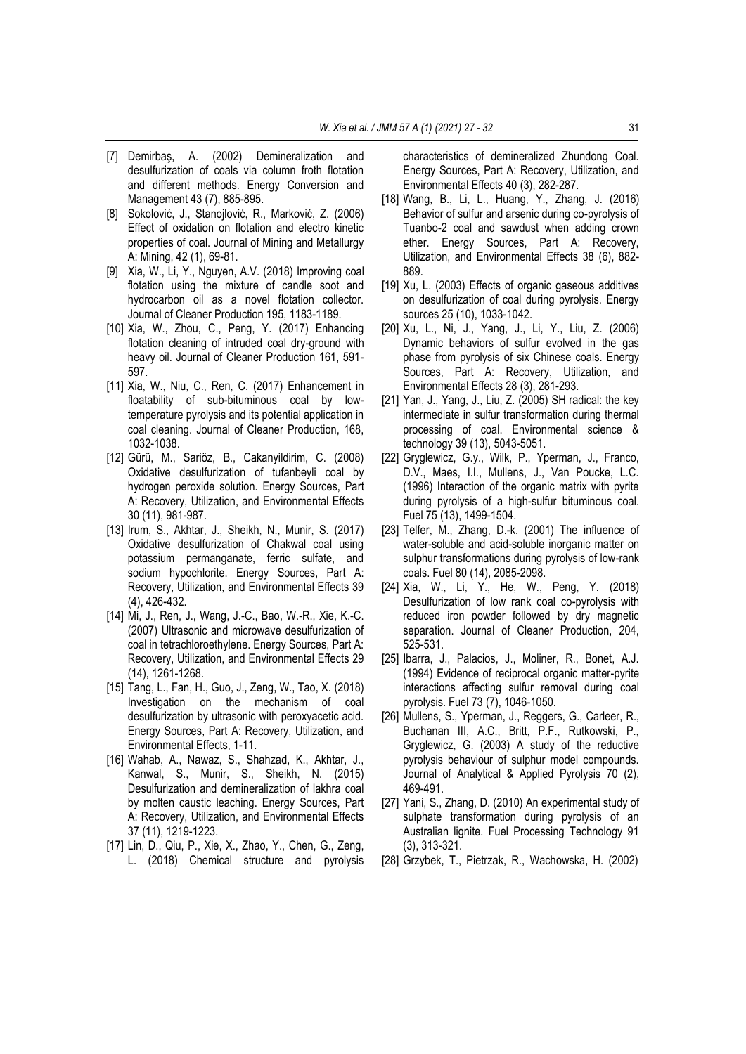[7] Demirbaş, A. (2002) Demineralization and desulfurization of coals via column froth flotation and different methods. Energy Conversion and Management 43 (7), 885-895.

[8] Soković, J., Stanojlović, R., Marković, Z. (2006) Effect of oxidation on flotation and electro kinetic properties of coal. Journal of Mining and Metallurgy A: Mining, 42 (1), 69-81.

[9] Xia, W., Li, Y., Nguyen, A.V. (2018) Improving coal flotation using the mixture of candle soot and hydrocarbon oil as a novel flotation collector. Journal of Cleaner Production 195, 1183-1189.

[10] Xia, W., Zhou, C., Peng, Y. (2017) Enhancing flotation cleaning of intruded coal dry-ground with heavy oil. Journal of Cleaner Production 161, 591-597.

[11] Xia, W., Niu, C., Ren, C. (2017) Enhancement in floatability of sub-bituminous coal by low-temperature pyrolysis and its potential application in coal cleaning. Journal of Cleaner Production, 168, 1032-1038.

[12] Gürü, M., Sariöz, B., Cakanyildirim, C. (2008) Oxidative desulfurization of tufanbeyli coal by hydrogen peroxide solution. Energy Sources, Part A: Recovery, Utilization, and Environmental Effects 30 (11), 981-987.

[13] Irum, S., Akhtar, J., Sheikh, N., Munir, S. (2017) Oxidative desulfurization of Chakwal coal using potassium permanganate, ferric sulfate, and sodium hypochlorite. Energy Sources, Part A: Recovery, Utilization, and Environmental Effects 39 (4), 426-432.

[14] Mi, J., Ren, J., Wang, J.-C., Bao, W.-R., Xie, K.-C. (2007) Ultrasonic and microwave desulfurization of coal in tetrachloroethylene. Energy Sources, Part A: Recovery, Utilization, and Environmental Effects 29 (14), 1261-1268.

[15] Tang, L., Fan, H., Guo, J., Zeng, W., Tao, X. (2018) Investigation on the mechanism of coal desulfurization by ultrasonic with peroxyacetic acid. Energy Sources, Part A: Recovery, Utilization, and Environmental Effects, 1-11.

[16] Wahab, A., Nawaz, S., Shahzad, K., Akhtar, J., Kanwal, S., Munir, S., Sheikh, N. (2015) Desulfurization and demineralization of lakhra coal by molten caustic leaching. Energy Sources, Part A: Recovery, Utilization, and Environmental Effects 37 (11), 1219-1223.

[17] Lin, D., Qiu, P., Xie, X., Zhao, Y., Chen, G., Zeng, L. (2018) Chemical structure and pyrolysis characteristics of demineralized Zhundong Coal. Energy Sources, Part A: Recovery, Utilization, and Environmental Effects 40 (3), 282-287.

[18] Wang, B., Li, L., Huang, Y., Zhang, J. (2016) Behavior of sulfur and arsenic during co-pyrolysis of Tuanbo-2 coal and sawdust when adding crown ether. Energy Sources, Part A: Recovery, Utilization, and Environmental Effects 38 (6), 882-889.

[19] Xu, L. (2003) Effects of organic gaseous additives on desulfurization of coal during pyrolysis. Energy sources 25 (10), 1033-1042.

[20] Xu, L., Ni, J., Yang, J., Li, Y., Liu, Z. (2006) Dynamic behaviors of sulfur evolved in the gas phase from pyrolysis of six Chinese coals. Energy Sources, Part A: Recovery, Utilization, and Environmental Effects 28 (3), 281-293.

[21] Yan, J., Yang, J., Liu, Z. (2005) SH radical: the key intermediate in sulfur transformation during thermal processing of coal. Environmental science & technology 39 (13), 5043-5051.

[22] Gryglewicz, G.y., Wilk, P., Yperman, J., Franco, D.V., Maes, I.I., Mullens, J., Van Poucke, L.C. (1996) Interaction of the organic matrix with pyrite during pyrolysis of a high-sulfur bituminous coal. Fuel 75 (13), 1499-1504.

[23] Telfer, M., Zhang, D.-k. (2001) The influence of water-soluble and acid-soluble inorganic matter on sulphur transformations during pyrolysis of low-rank coals. Fuel 80 (14), 2085-2098.

[24] Xia, W., Li, Y., He, W., Peng, Y. (2018) Desulfurization of low rank coal co-pyrolysis with reduced iron powder followed by dry magnetic separation. Journal of Cleaner Production, 204, 525-531.

[25] Ibarra, J., Palacios, J., Moliner, R., Bonet, A.J. (1994) Evidence of reciprocal organic matter-pyrite interactions affecting sulfur removal during coal pyrolysis. Fuel 73 (7), 1046-1050.

[26] Mullens, S., Yperman, J., Reggers, G., Carleer, R., Buchanan III, A.C., Britt, P.F., Rutkowski, P., Gryglewicz, G. (2003) A study of the reductive pyrolysis behaviour of sulphur model compounds. Journal of Analytical & Applied Pyrolysis 70 (2), 469-491.

[27] Yani, S., Zhang, D. (2010) An experimental study of sulphate transformation during pyrolysis of an Australian lignite. Fuel Processing Technology 91 (3), 313-321.

[28] Grzybek, T., Pietrzak, R., Wachowska, H. (2002)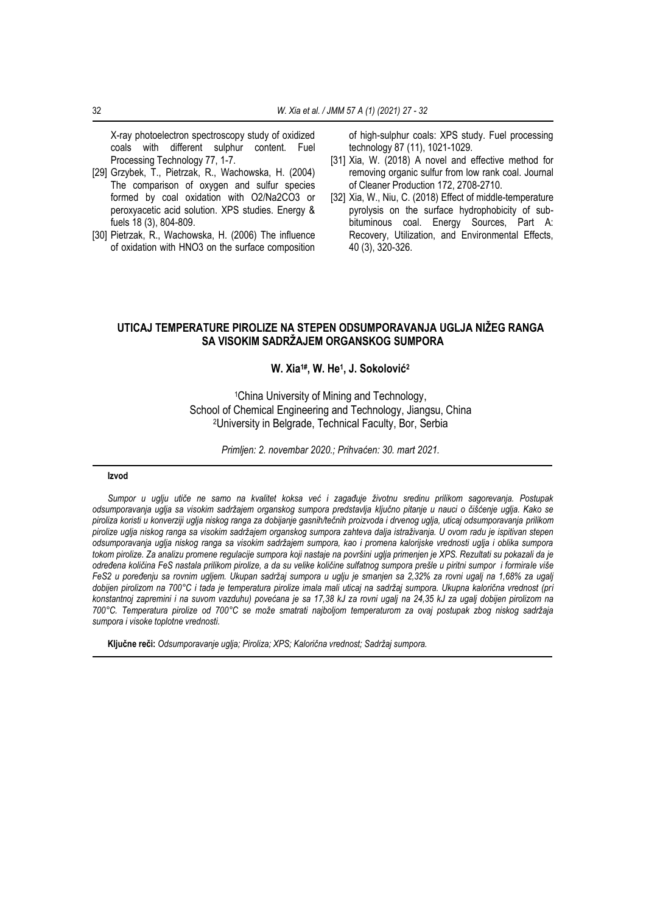X-ray photoelectron spectroscopy study of oxidized coals with different sulphur content. Fuel Processing Technology 77, 1-7.

[29] Grzybek, T., Pietrzak, R., Wachowska, H. (2004) The comparison of oxygen and sulfur species formed by coal oxidation with O2/Na2CO3 or peroxyacetic acid solution. XPS studies. Energy & fuels 18 (3), 804-809.

[30] Pietrzak, R., Wachowska, H. (2006) The influence of oxidation with HNO3 on the surface composition of high-sulphur coals: XPS study. Fuel processing technology 87 (11), 1021-1029.

[31] Xia, W. (2018) A novel and effective method for removing organic sulfur from low rank coal. Journal of Cleaner Production 172, 2708-2710.

[32] Xia, W., Niu, C. (2018) Effect of middle-temperature pyrolysis on the surface hydrophobicity of sub-bituminous coal. Energy Sources, Part A: Recovery, Utilization, and Environmental Effects, 40 (3), 320-326.

# UTICAJ TEMPERATURE PIROLIZE NA STEPEN ODSUMPORAVANJA UGLJA NIŽEG RANGA SA VISOKIM SADRŽAJEM ORGANSKOG SUMPORA

**W. Xia[1#], W. He[1], J. Sokolović[2]**

[1]China University of Mining and Technology, School of Chemical Engineering and Technology, Jiangsu, China
[2]University in Belgrade, Technical Faculty, Bor, Serbia

*Primljen: 2. novembar 2020.; Prihvaćen: 30. mart 2021.*

**Izvod**

*Sumpor u uglju utiče ne samo na kvalitet koksa već i zagađuje životnu sredinu prilikom sagorevanja. Postupak odsumporavanja uglja sa visokim sadržajem organskog sumpora predstavlja ključno pitanje u nauci o čišćenje uglja. Kako se piroliza koristi u konverziji uglja niskog ranga za dobijanje gasnih/tečnih proizvoda i drvenog uglja, uticaj odsumporavanja prilikom pirolize uglja niskog ranga sa visokim sadržajem organskog sumpora zahteva dalja istraživanja. U ovom radu je ispitivan stepen odsumporavanja uglja niskog ranga sa visokim sadržajem sumpora, kao i promena kalorijske vrednosti uglja i oblika sumpora tokom pirolize. Za analizu promene regulacije sumpora koji nastaje na površini uglja primenjen je XPS. Rezultati su pokazali da je određena količina FeS nastala prilikom pirolize, a da su velike količine sulfatnog sumpora prešle u piritni sumpor i formirale više FeS2 u poređenju sa rovnim ugljem. Ukupan sadržaj sumpora u uglju je smanjen sa 2,32% za rovni ugalj na 1,68% za ugalj dobijen pirolizom na 700°C i tada je temperatura pirolize imala mali uticaj na sadržaj sumpora. Ukupna kalorična vrednost (pri konstantnoj zapremini i na suvom vazduhu) povećana je sa 17,38 kJ za rovni ugalj na 24,35 kJ za ugalj dobijen pirolizom na 700°C. Temperatura pirolize od 700°C se može smatrati najboljom temperaturom za ovaj postupak zbog niskog sadržaja sumpora i visoke toplotne vrednosti.*

**Ključne reči:** *Odsumporavanje uglja; Piroliza; XPS; Kalorična vrednost; Sadržaj sumpora.*